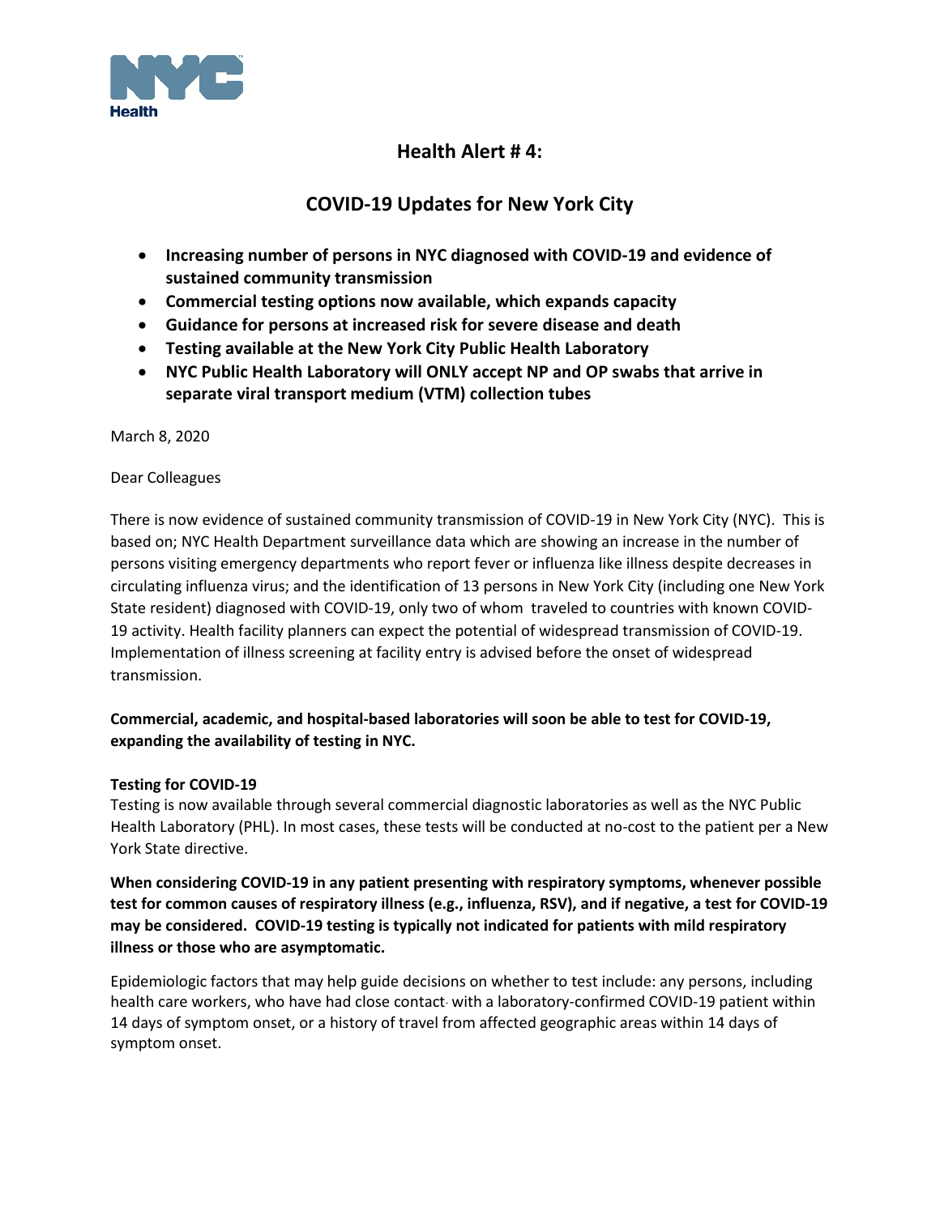# Health Alert # 4:

## COVID-19 Updates for New York City

- **Increasing number of persons in NYC diagnosed with COVID-19 and evidence of sustained community transmission**
- **Commercial testing options now available, which expands capacity**
- **Guidance for persons at increased risk for severe disease and death**
- **Testing available at the New York City Public Health Laboratory**
- **NYC Public Health Laboratory will ONLY accept NP and OP swabs that arrive in separate viral transport medium (VTM) collection tubes**

March 8, 2020

Dear Colleagues

There is now evidence of sustained community transmission of COVID-19 in New York City (NYC). This is based on; NYC Health Department surveillance data which are showing an increase in the number of persons visiting emergency departments who report fever or influenza like illness despite decreases in circulating influenza virus; and the identification of 13 persons in New York City (including one New York State resident) diagnosed with COVID-19, only two of whom traveled to countries with known COVID-19 activity. Health facility planners can expect the potential of widespread transmission of COVID-19. Implementation of illness screening at facility entry is advised before the onset of widespread transmission.

**Commercial, academic, and hospital-based laboratories will soon be able to test for COVID-19, expanding the availability of testing in NYC.**

**Testing for COVID-19**

Testing is now available through several commercial diagnostic laboratories as well as the NYC Public Health Laboratory (PHL). In most cases, these tests will be conducted at no-cost to the patient per a New York State directive.

**When considering COVID-19 in any patient presenting with respiratory symptoms, whenever possible test for common causes of respiratory illness (e.g., influenza, RSV), and if negative, a test for COVID-19 may be considered. COVID-19 testing is typically not indicated for patients with mild respiratory illness or those who are asymptomatic.**

Epidemiologic factors that may help guide decisions on whether to test include: any persons, including health care workers, who have had close contact with a laboratory-confirmed COVID-19 patient within 14 days of symptom onset, or a history of travel from affected geographic areas within 14 days of symptom onset.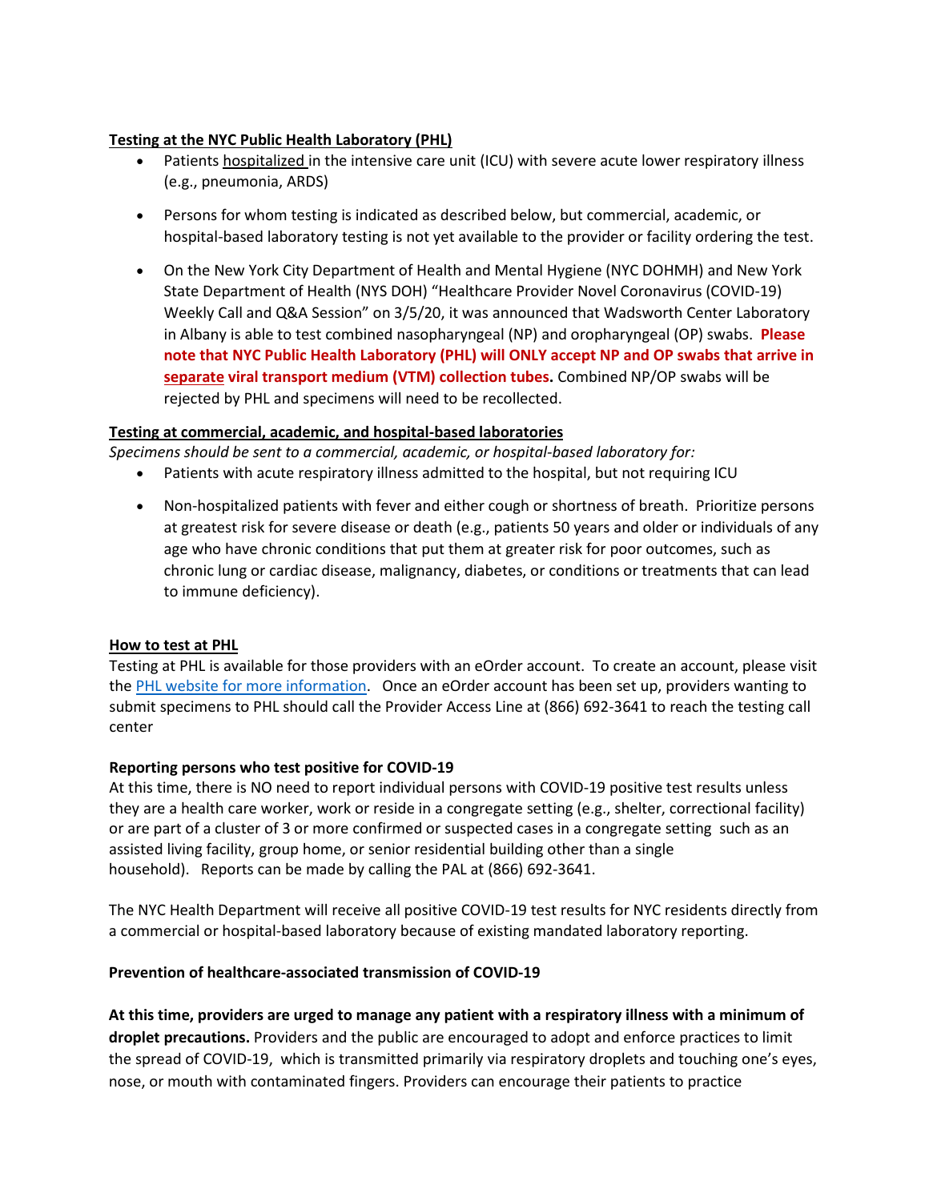**Testing at the NYC Public Health Laboratory (PHL)**

- Patients hospitalized in the intensive care unit (ICU) with severe acute lower respiratory illness (e.g., pneumonia, ARDS)
- Persons for whom testing is indicated as described below, but commercial, academic, or hospital-based laboratory testing is not yet available to the provider or facility ordering the test.
- On the New York City Department of Health and Mental Hygiene (NYC DOHMH) and New York State Department of Health (NYS DOH) "Healthcare Provider Novel Coronavirus (COVID-19) Weekly Call and Q&A Session" on 3/5/20, it was announced that Wadsworth Center Laboratory in Albany is able to test combined nasopharyngeal (NP) and oropharyngeal (OP) swabs. **Please note that NYC Public Health Laboratory (PHL) will ONLY accept NP and OP swabs that arrive in separate viral transport medium (VTM) collection tubes.** Combined NP/OP swabs will be rejected by PHL and specimens will need to be recollected.

**Testing at commercial, academic, and hospital-based laboratories**

*Specimens should be sent to a commercial, academic, or hospital-based laboratory for:*

- Patients with acute respiratory illness admitted to the hospital, but not requiring ICU
- Non-hospitalized patients with fever and either cough or shortness of breath. Prioritize persons at greatest risk for severe disease or death (e.g., patients 50 years and older or individuals of any age who have chronic conditions that put them at greater risk for poor outcomes, such as chronic lung or cardiac disease, malignancy, diabetes, or conditions or treatments that can lead to immune deficiency).

**How to test at PHL**

Testing at PHL is available for those providers with an eOrder account. To create an account, please visit the PHL website for more information. Once an eOrder account has been set up, providers wanting to submit specimens to PHL should call the Provider Access Line at (866) 692-3641 to reach the testing call center

**Reporting persons who test positive for COVID-19**

At this time, there is NO need to report individual persons with COVID-19 positive test results unless they are a health care worker, work or reside in a congregate setting (e.g., shelter, correctional facility) or are part of a cluster of 3 or more confirmed or suspected cases in a congregate setting such as an assisted living facility, group home, or senior residential building other than a single household). Reports can be made by calling the PAL at (866) 692-3641.

The NYC Health Department will receive all positive COVID-19 test results for NYC residents directly from a commercial or hospital-based laboratory because of existing mandated laboratory reporting.

**Prevention of healthcare-associated transmission of COVID-19**

**At this time, providers are urged to manage any patient with a respiratory illness with a minimum of droplet precautions.** Providers and the public are encouraged to adopt and enforce practices to limit the spread of COVID-19, which is transmitted primarily via respiratory droplets and touching one's eyes, nose, or mouth with contaminated fingers. Providers can encourage their patients to practice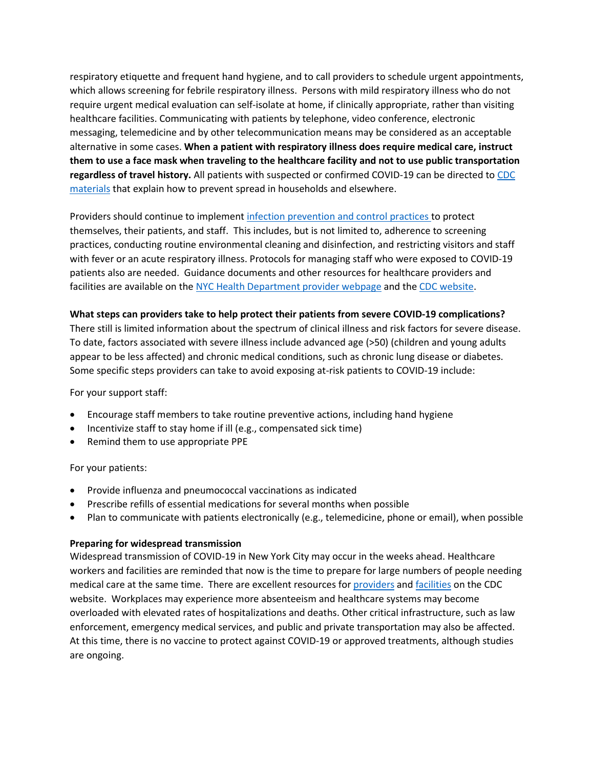respiratory etiquette and frequent hand hygiene, and to call providers to schedule urgent appointments, which allows screening for febrile respiratory illness. Persons with mild respiratory illness who do not require urgent medical evaluation can self-isolate at home, if clinically appropriate, rather than visiting healthcare facilities. Communicating with patients by telephone, video conference, electronic messaging, telemedicine and by other telecommunication means may be considered as an acceptable alternative in some cases. **When a patient with respiratory illness does require medical care, instruct them to use a face mask when traveling to the healthcare facility and not to use public transportation regardless of travel history.** All patients with suspected or confirmed COVID-19 can be directed to CDC materials that explain how to prevent spread in households and elsewhere.

Providers should continue to implement infection prevention and control practices to protect themselves, their patients, and staff. This includes, but is not limited to, adherence to screening practices, conducting routine environmental cleaning and disinfection, and restricting visitors and staff with fever or an acute respiratory illness. Protocols for managing staff who were exposed to COVID-19 patients also are needed. Guidance documents and other resources for healthcare providers and facilities are available on the NYC Health Department provider webpage and the CDC website.

**What steps can providers take to help protect their patients from severe COVID-19 complications?**

There still is limited information about the spectrum of clinical illness and risk factors for severe disease. To date, factors associated with severe illness include advanced age (>50) (children and young adults appear to be less affected) and chronic medical conditions, such as chronic lung disease or diabetes. Some specific steps providers can take to avoid exposing at-risk patients to COVID-19 include:

For your support staff:

- Encourage staff members to take routine preventive actions, including hand hygiene
- Incentivize staff to stay home if ill (e.g., compensated sick time)
- Remind them to use appropriate PPE

For your patients:

- Provide influenza and pneumococcal vaccinations as indicated
- Prescribe refills of essential medications for several months when possible
- Plan to communicate with patients electronically (e.g., telemedicine, phone or email), when possible

**Preparing for widespread transmission**

Widespread transmission of COVID-19 in New York City may occur in the weeks ahead. Healthcare workers and facilities are reminded that now is the time to prepare for large numbers of people needing medical care at the same time. There are excellent resources for providers and facilities on the CDC website. Workplaces may experience more absenteeism and healthcare systems may become overloaded with elevated rates of hospitalizations and deaths. Other critical infrastructure, such as law enforcement, emergency medical services, and public and private transportation may also be affected. At this time, there is no vaccine to protect against COVID-19 or approved treatments, although studies are ongoing.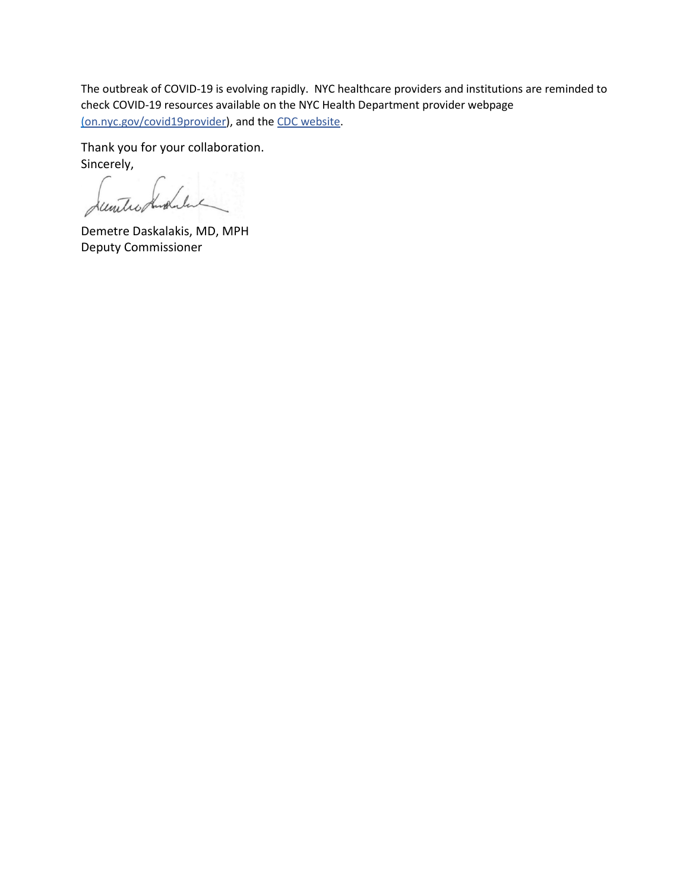The outbreak of COVID-19 is evolving rapidly. NYC healthcare providers and institutions are reminded to check COVID-19 resources available on the NYC Health Department provider webpage (on.nyc.gov/covid19provider), and the CDC website.

Thank you for your collaboration.
Sincerely,

Demetre Daskalakis, MD, MPH
Deputy Commissioner